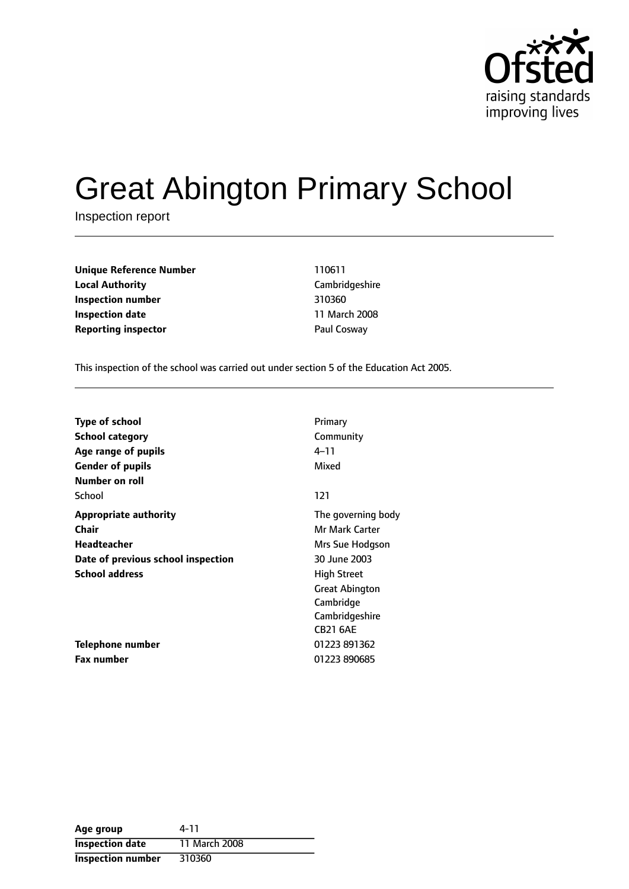Ofsted
raising standards
improving lives

# Great Abington Primary School

Inspection report

| | |
|---|---|
| **Unique Reference Number** | 110611 |
| **Local Authority** | Cambridgeshire |
| **Inspection number** | 310360 |
| **Inspection date** | 11 March 2008 |
| **Reporting inspector** | Paul Cosway |

This inspection of the school was carried out under section 5 of the Education Act 2005.

| | |
|---|---|
| **Type of school** | Primary |
| **School category** | Community |
| **Age range of pupils** | 4–11 |
| **Gender of pupils** | Mixed |
| **Number on roll** | |
| School | 121 |
| **Appropriate authority** | The governing body |
| **Chair** | Mr Mark Carter |
| **Headteacher** | Mrs Sue Hodgson |
| **Date of previous school inspection** | 30 June 2003 |
| **School address** | High Street<br>Great Abington<br>Cambridge<br>Cambridgeshire<br>CB21 6AE |
| **Telephone number** | 01223 891362 |
| **Fax number** | 01223 890685 |

| | |
|---|---|
| **Age group** | 4-11 |
| **Inspection date** | 11 March 2008 |
| **Inspection number** | 310360 |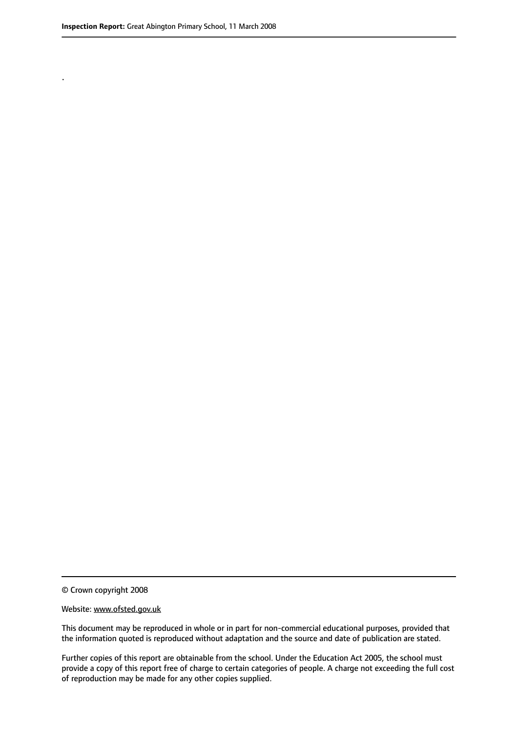.

© Crown copyright 2008

Website: www.ofsted.gov.uk

This document may be reproduced in whole or in part for non-commercial educational purposes, provided that the information quoted is reproduced without adaptation and the source and date of publication are stated.

Further copies of this report are obtainable from the school. Under the Education Act 2005, the school must provide a copy of this report free of charge to certain categories of people. A charge not exceeding the full cost of reproduction may be made for any other copies supplied.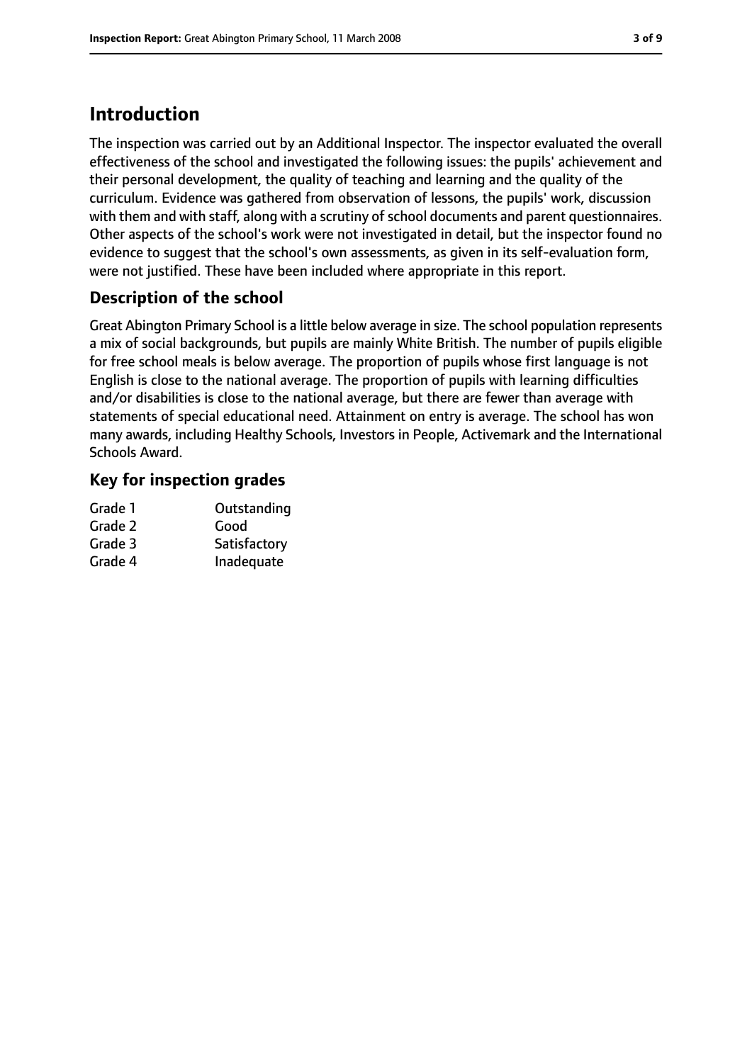# Introduction

The inspection was carried out by an Additional Inspector. The inspector evaluated the overall effectiveness of the school and investigated the following issues: the pupils' achievement and their personal development, the quality of teaching and learning and the quality of the curriculum. Evidence was gathered from observation of lessons, the pupils' work, discussion with them and with staff, along with a scrutiny of school documents and parent questionnaires. Other aspects of the school's work were not investigated in detail, but the inspector found no evidence to suggest that the school's own assessments, as given in its self-evaluation form, were not justified. These have been included where appropriate in this report.

## Description of the school

Great Abington Primary School is a little below average in size. The school population represents a mix of social backgrounds, but pupils are mainly White British. The number of pupils eligible for free school meals is below average. The proportion of pupils whose first language is not English is close to the national average. The proportion of pupils with learning difficulties and/or disabilities is close to the national average, but there are fewer than average with statements of special educational need. Attainment on entry is average. The school has won many awards, including Healthy Schools, Investors in People, Activemark and the International Schools Award.

## Key for inspection grades

| | |
|---|---|
| Grade 1 | Outstanding |
| Grade 2 | Good |
| Grade 3 | Satisfactory |
| Grade 4 | Inadequate |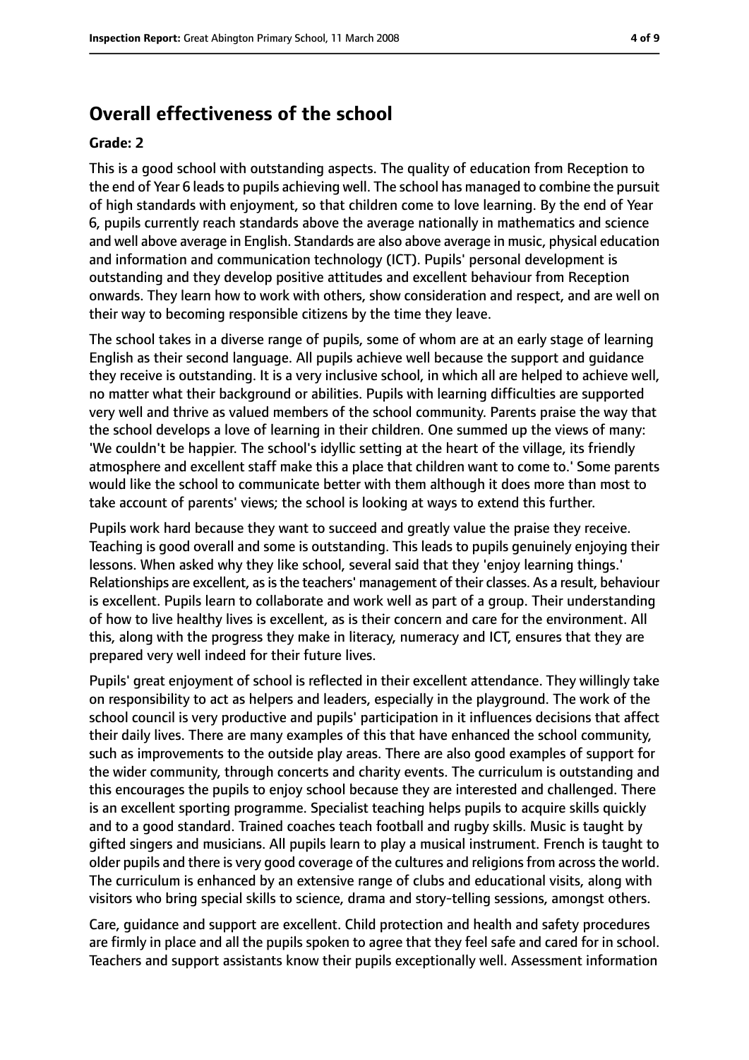## Overall effectiveness of the school

### Grade: 2

This is a good school with outstanding aspects. The quality of education from Reception to the end of Year 6 leads to pupils achieving well. The school has managed to combine the pursuit of high standards with enjoyment, so that children come to love learning. By the end of Year 6, pupils currently reach standards above the average nationally in mathematics and science and well above average in English. Standards are also above average in music, physical education and information and communication technology (ICT). Pupils' personal development is outstanding and they develop positive attitudes and excellent behaviour from Reception onwards. They learn how to work with others, show consideration and respect, and are well on their way to becoming responsible citizens by the time they leave.

The school takes in a diverse range of pupils, some of whom are at an early stage of learning English as their second language. All pupils achieve well because the support and guidance they receive is outstanding. It is a very inclusive school, in which all are helped to achieve well, no matter what their background or abilities. Pupils with learning difficulties are supported very well and thrive as valued members of the school community. Parents praise the way that the school develops a love of learning in their children. One summed up the views of many: 'We couldn't be happier. The school's idyllic setting at the heart of the village, its friendly atmosphere and excellent staff make this a place that children want to come to.' Some parents would like the school to communicate better with them although it does more than most to take account of parents' views; the school is looking at ways to extend this further.

Pupils work hard because they want to succeed and greatly value the praise they receive. Teaching is good overall and some is outstanding. This leads to pupils genuinely enjoying their lessons. When asked why they like school, several said that they 'enjoy learning things.' Relationships are excellent, as is the teachers' management of their classes. As a result, behaviour is excellent. Pupils learn to collaborate and work well as part of a group. Their understanding of how to live healthy lives is excellent, as is their concern and care for the environment. All this, along with the progress they make in literacy, numeracy and ICT, ensures that they are prepared very well indeed for their future lives.

Pupils' great enjoyment of school is reflected in their excellent attendance. They willingly take on responsibility to act as helpers and leaders, especially in the playground. The work of the school council is very productive and pupils' participation in it influences decisions that affect their daily lives. There are many examples of this that have enhanced the school community, such as improvements to the outside play areas. There are also good examples of support for the wider community, through concerts and charity events. The curriculum is outstanding and this encourages the pupils to enjoy school because they are interested and challenged. There is an excellent sporting programme. Specialist teaching helps pupils to acquire skills quickly and to a good standard. Trained coaches teach football and rugby skills. Music is taught by gifted singers and musicians. All pupils learn to play a musical instrument. French is taught to older pupils and there is very good coverage of the cultures and religions from across the world. The curriculum is enhanced by an extensive range of clubs and educational visits, along with visitors who bring special skills to science, drama and story-telling sessions, amongst others.

Care, guidance and support are excellent. Child protection and health and safety procedures are firmly in place and all the pupils spoken to agree that they feel safe and cared for in school. Teachers and support assistants know their pupils exceptionally well. Assessment information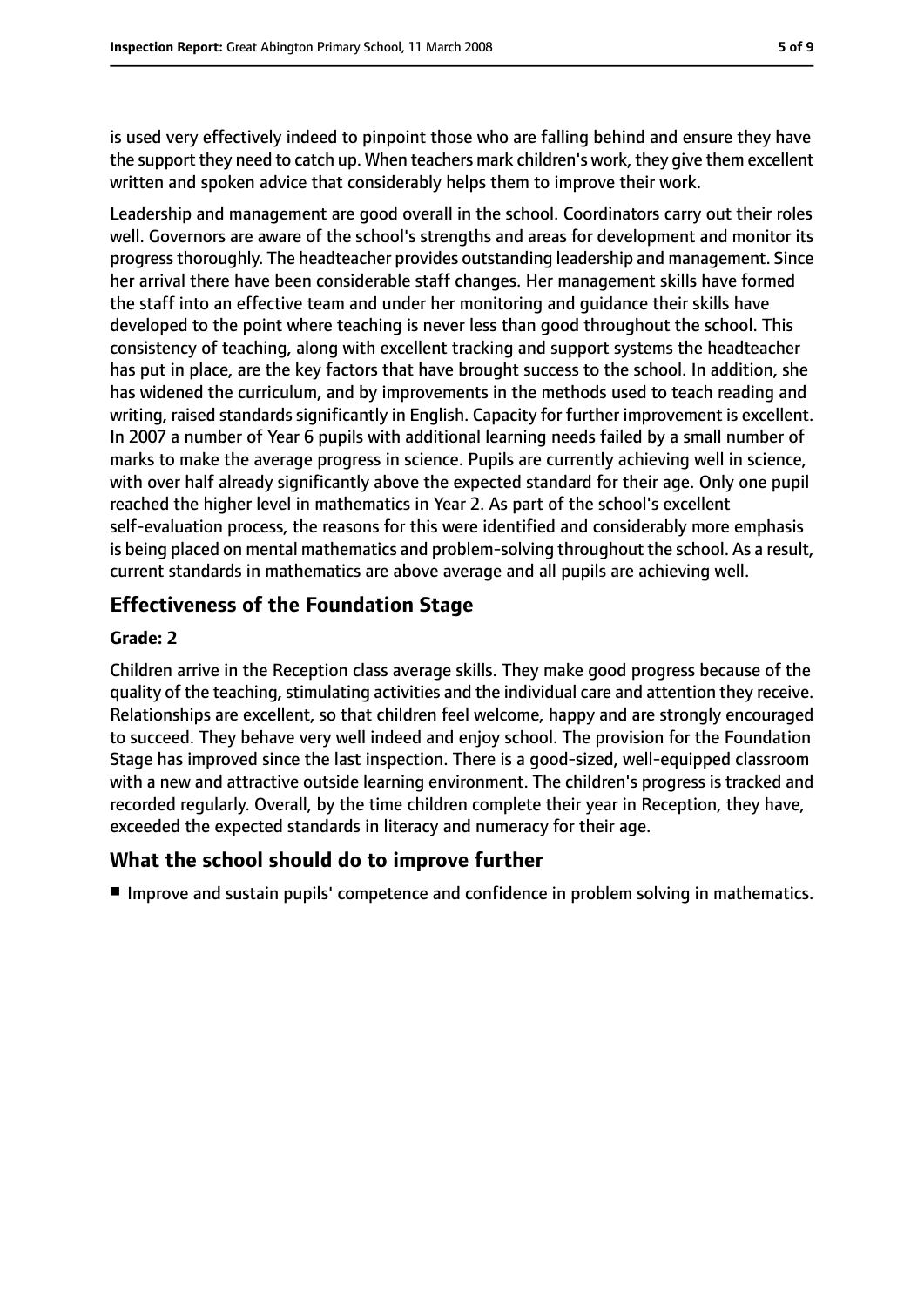is used very effectively indeed to pinpoint those who are falling behind and ensure they have the support they need to catch up. When teachers mark children's work, they give them excellent written and spoken advice that considerably helps them to improve their work.

Leadership and management are good overall in the school. Coordinators carry out their roles well. Governors are aware of the school's strengths and areas for development and monitor its progress thoroughly. The headteacher provides outstanding leadership and management. Since her arrival there have been considerable staff changes. Her management skills have formed the staff into an effective team and under her monitoring and guidance their skills have developed to the point where teaching is never less than good throughout the school. This consistency of teaching, along with excellent tracking and support systems the headteacher has put in place, are the key factors that have brought success to the school. In addition, she has widened the curriculum, and by improvements in the methods used to teach reading and writing, raised standards significantly in English. Capacity for further improvement is excellent. In 2007 a number of Year 6 pupils with additional learning needs failed by a small number of marks to make the average progress in science. Pupils are currently achieving well in science, with over half already significantly above the expected standard for their age. Only one pupil reached the higher level in mathematics in Year 2. As part of the school's excellent self-evaluation process, the reasons for this were identified and considerably more emphasis is being placed on mental mathematics and problem-solving throughout the school. As a result, current standards in mathematics are above average and all pupils are achieving well.

## Effectiveness of the Foundation Stage

### Grade: 2

Children arrive in the Reception class average skills. They make good progress because of the quality of the teaching, stimulating activities and the individual care and attention they receive. Relationships are excellent, so that children feel welcome, happy and are strongly encouraged to succeed. They behave very well indeed and enjoy school. The provision for the Foundation Stage has improved since the last inspection. There is a good-sized, well-equipped classroom with a new and attractive outside learning environment. The children's progress is tracked and recorded regularly. Overall, by the time children complete their year in Reception, they have, exceeded the expected standards in literacy and numeracy for their age.

## What the school should do to improve further

- Improve and sustain pupils' competence and confidence in problem solving in mathematics.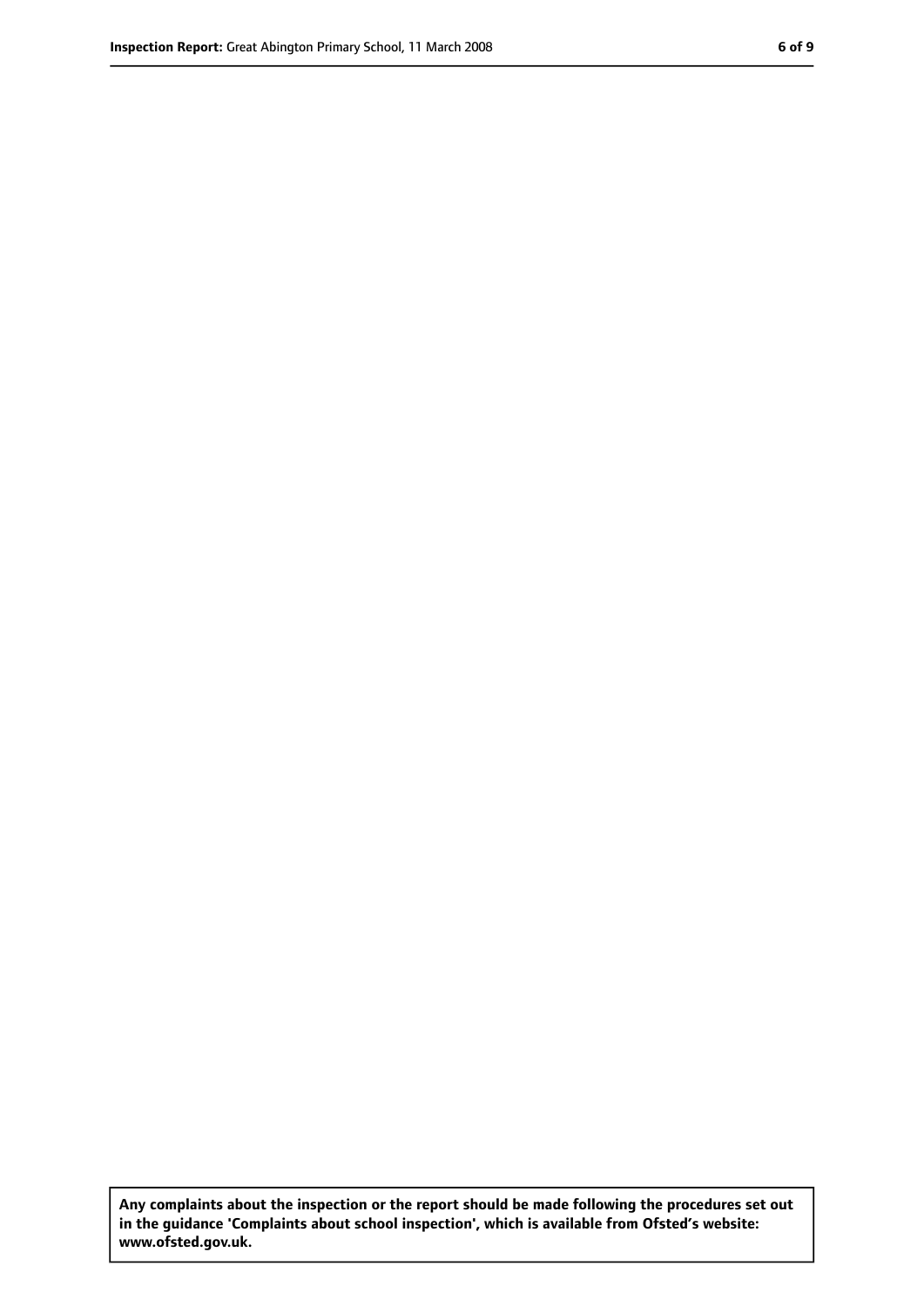**Any complaints about the inspection or the report should be made following the procedures set out in the guidance 'Complaints about school inspection', which is available from Ofsted's website: www.ofsted.gov.uk.**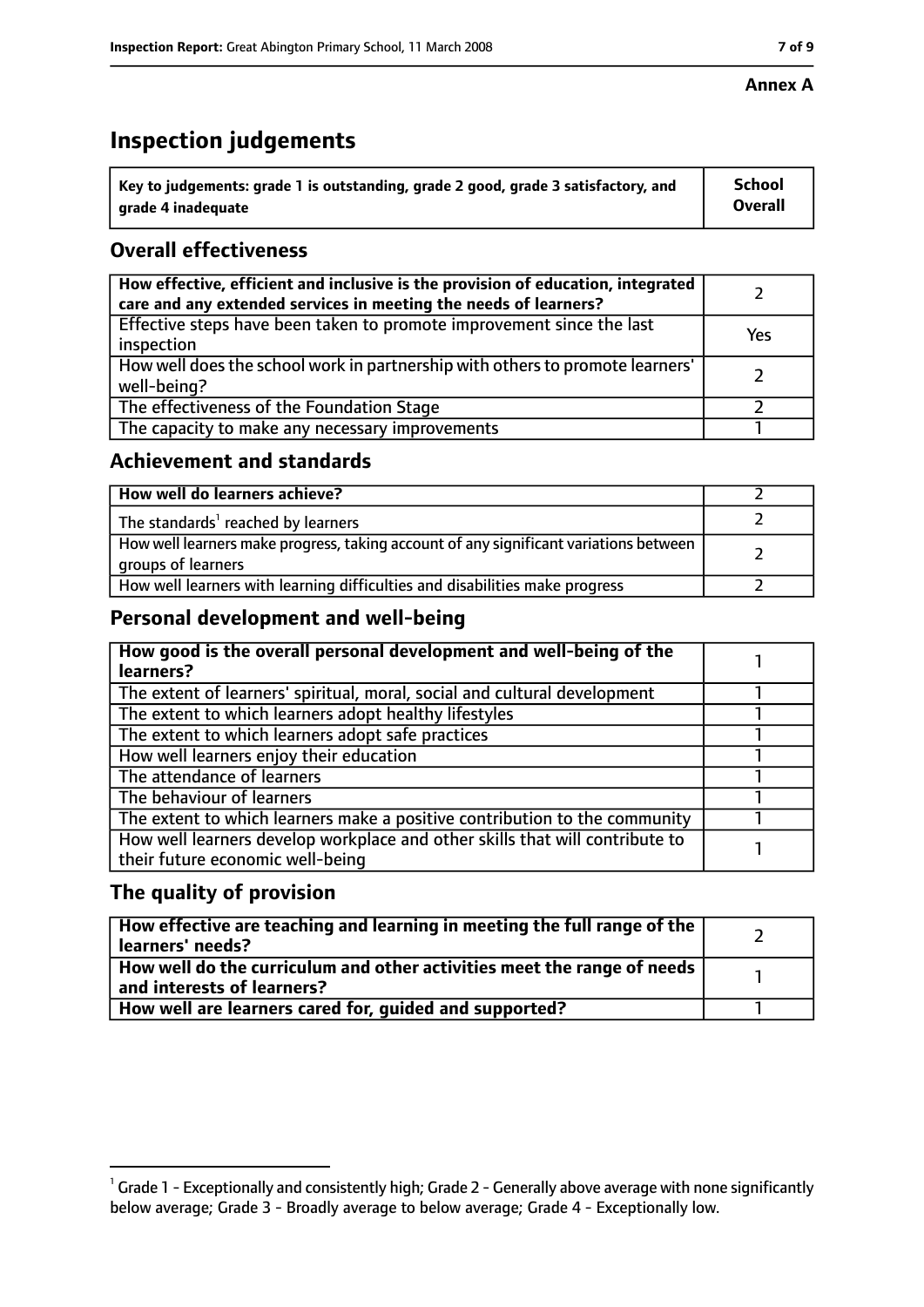**Annex A**

# Inspection judgements

| Key to judgements: grade 1 is outstanding, grade 2 good, grade 3 satisfactory, and grade 4 inadequate | School Overall |
|---|---|

## Overall effectiveness

| | |
|---|---|
| How effective, efficient and inclusive is the provision of education, integrated care and any extended services in meeting the needs of learners? | 2 |
| Effective steps have been taken to promote improvement since the last inspection | Yes |
| How well does the school work in partnership with others to promote learners' well-being? | 2 |
| The effectiveness of the Foundation Stage | 2 |
| The capacity to make any necessary improvements | 1 |

## Achievement and standards

| | |
|---|---|
| How well do learners achieve? | 2 |
| The standards[1] reached by learners | 2 |
| How well learners make progress, taking account of any significant variations between groups of learners | 2 |
| How well learners with learning difficulties and disabilities make progress | 2 |

## Personal development and well-being

| | |
|---|---|
| How good is the overall personal development and well-being of the learners? | 1 |
| The extent of learners' spiritual, moral, social and cultural development | 1 |
| The extent to which learners adopt healthy lifestyles | 1 |
| The extent to which learners adopt safe practices | 1 |
| How well learners enjoy their education | 1 |
| The attendance of learners | 1 |
| The behaviour of learners | 1 |
| The extent to which learners make a positive contribution to the community | 1 |
| How well learners develop workplace and other skills that will contribute to their future economic well-being | 1 |

## The quality of provision

| | |
|---|---|
| How effective are teaching and learning in meeting the full range of the learners' needs? | 2 |
| How well do the curriculum and other activities meet the range of needs and interests of learners? | 1 |
| How well are learners cared for, guided and supported? | 1 |

[1] Grade 1 - Exceptionally and consistently high; Grade 2 - Generally above average with none significantly below average; Grade 3 - Broadly average to below average; Grade 4 - Exceptionally low.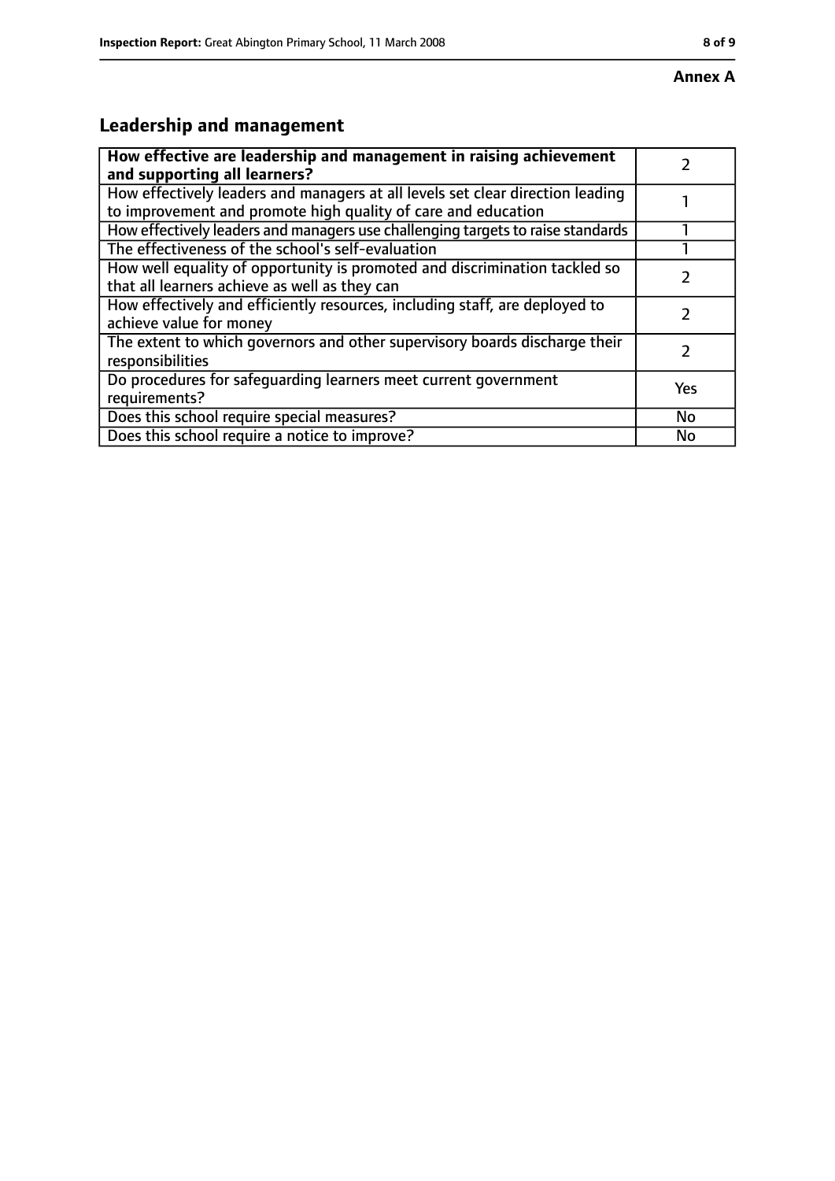**Annex A**

## Leadership and management

| | |
|---|---|
| **How effective are leadership and management in raising achievement and supporting all learners?** | 2 |
| How effectively leaders and managers at all levels set clear direction leading to improvement and promote high quality of care and education | 1 |
| How effectively leaders and managers use challenging targets to raise standards | 1 |
| The effectiveness of the school's self-evaluation | 1 |
| How well equality of opportunity is promoted and discrimination tackled so that all learners achieve as well as they can | 2 |
| How effectively and efficiently resources, including staff, are deployed to achieve value for money | 2 |
| The extent to which governors and other supervisory boards discharge their responsibilities | 2 |
| Do procedures for safeguarding learners meet current government requirements? | Yes |
| Does this school require special measures? | No |
| Does this school require a notice to improve? | No |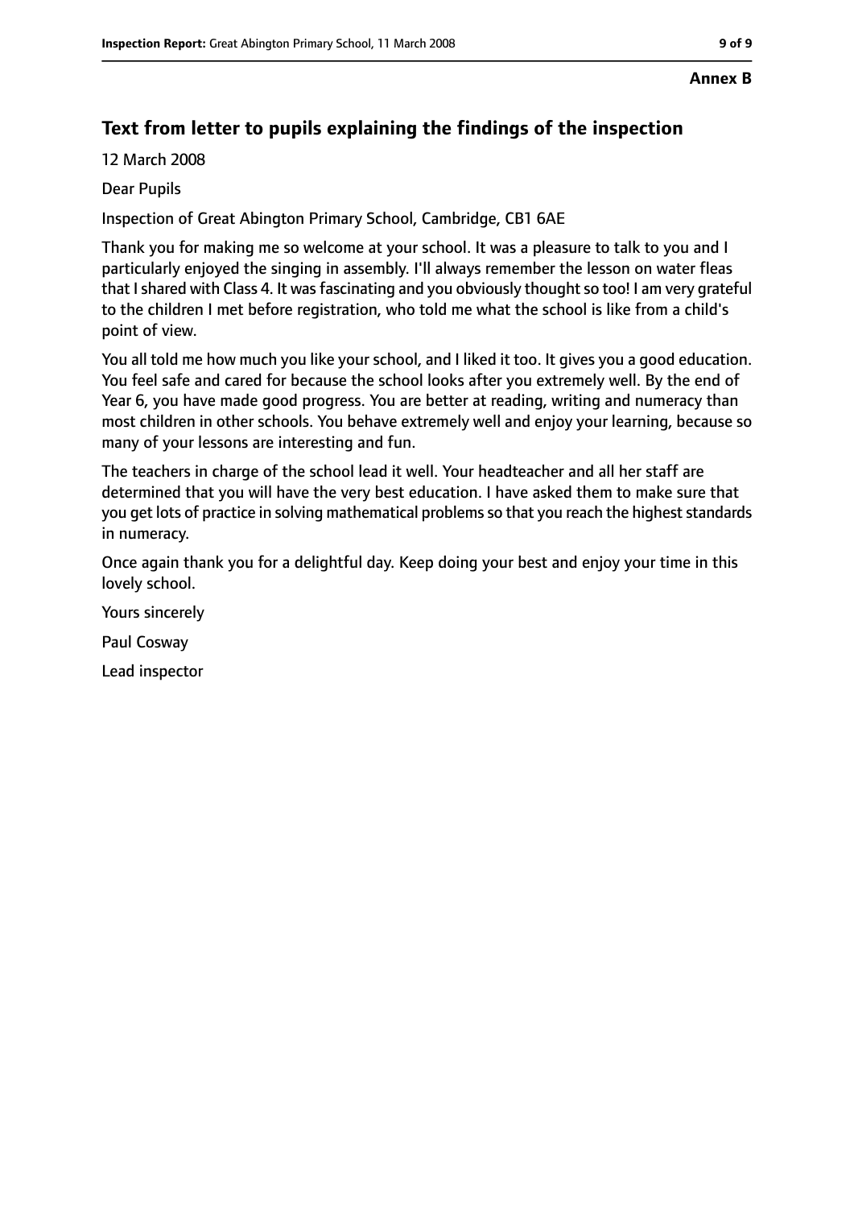**Annex B**

## Text from letter to pupils explaining the findings of the inspection

12 March 2008

Dear Pupils

Inspection of Great Abington Primary School, Cambridge, CB1 6AE

Thank you for making me so welcome at your school. It was a pleasure to talk to you and I particularly enjoyed the singing in assembly. I'll always remember the lesson on water fleas that I shared with Class 4. It was fascinating and you obviously thought so too! I am very grateful to the children I met before registration, who told me what the school is like from a child's point of view.

You all told me how much you like your school, and I liked it too. It gives you a good education. You feel safe and cared for because the school looks after you extremely well. By the end of Year 6, you have made good progress. You are better at reading, writing and numeracy than most children in other schools. You behave extremely well and enjoy your learning, because so many of your lessons are interesting and fun.

The teachers in charge of the school lead it well. Your headteacher and all her staff are determined that you will have the very best education. I have asked them to make sure that you get lots of practice in solving mathematical problems so that you reach the highest standards in numeracy.

Once again thank you for a delightful day. Keep doing your best and enjoy your time in this lovely school.

Yours sincerely

Paul Cosway

Lead inspector